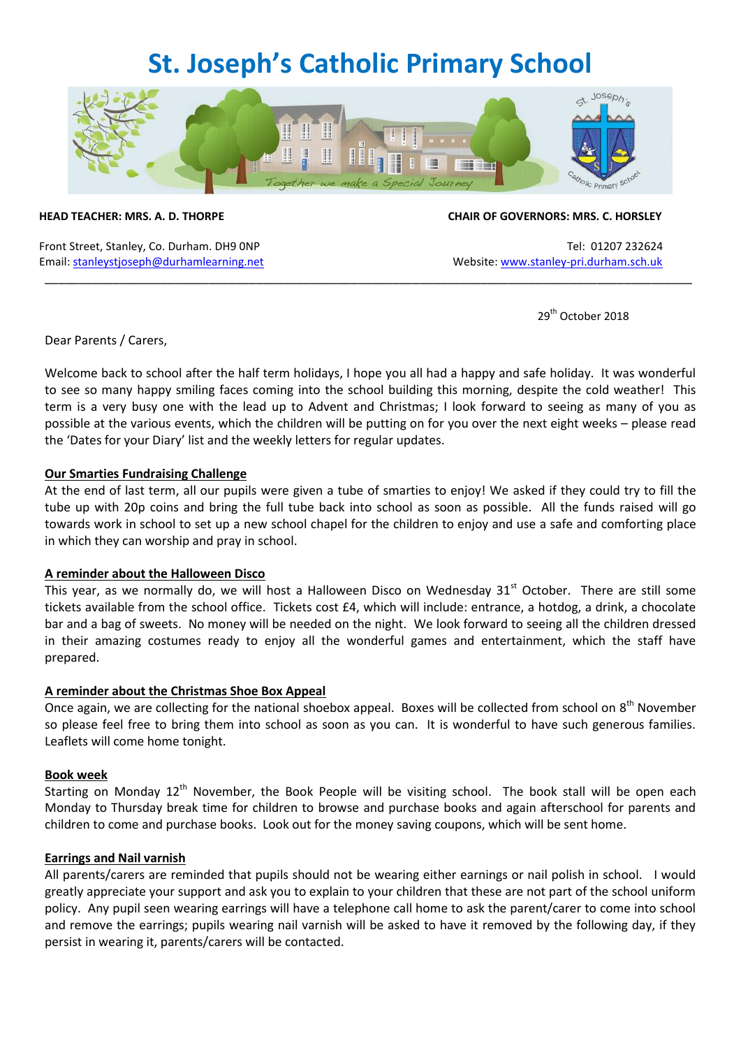# St. Joseph's Catholic Primary School

**HEAD TEACHER: MRS. A. D. THORPE** | **CHAIR OF GOVERNORS: MRS. C. HORSLEY**

Front Street, Stanley, Co. Durham. DH9 0NP
Email: stanleystjoseph@durhamlearning.net

Tel: 01207 232624
Website: www.stanley-pri.durham.sch.uk

---

29th October 2018

Dear Parents / Carers,

Welcome back to school after the half term holidays, I hope you all had a happy and safe holiday. It was wonderful to see so many happy smiling faces coming into the school building this morning, despite the cold weather! This term is a very busy one with the lead up to Advent and Christmas; I look forward to seeing as many of you as possible at the various events, which the children will be putting on for you over the next eight weeks – please read the 'Dates for your Diary' list and the weekly letters for regular updates.

**Our Smarties Fundraising Challenge**

At the end of last term, all our pupils were given a tube of smarties to enjoy! We asked if they could try to fill the tube up with 20p coins and bring the full tube back into school as soon as possible. All the funds raised will go towards work in school to set up a new school chapel for the children to enjoy and use a safe and comforting place in which they can worship and pray in school.

**A reminder about the Halloween Disco**

This year, as we normally do, we will host a Halloween Disco on Wednesday 31st October. There are still some tickets available from the school office. Tickets cost £4, which will include: entrance, a hotdog, a drink, a chocolate bar and a bag of sweets. No money will be needed on the night. We look forward to seeing all the children dressed in their amazing costumes ready to enjoy all the wonderful games and entertainment, which the staff have prepared.

**A reminder about the Christmas Shoe Box Appeal**

Once again, we are collecting for the national shoebox appeal. Boxes will be collected from school on 8th November so please feel free to bring them into school as soon as you can. It is wonderful to have such generous families. Leaflets will come home tonight.

**Book week**

Starting on Monday 12th November, the Book People will be visiting school. The book stall will be open each Monday to Thursday break time for children to browse and purchase books and again afterschool for parents and children to come and purchase books. Look out for the money saving coupons, which will be sent home.

**Earrings and Nail varnish**

All parents/carers are reminded that pupils should not be wearing either earnings or nail polish in school. I would greatly appreciate your support and ask you to explain to your children that these are not part of the school uniform policy. Any pupil seen wearing earrings will have a telephone call home to ask the parent/carer to come into school and remove the earrings; pupils wearing nail varnish will be asked to have it removed by the following day, if they persist in wearing it, parents/carers will be contacted.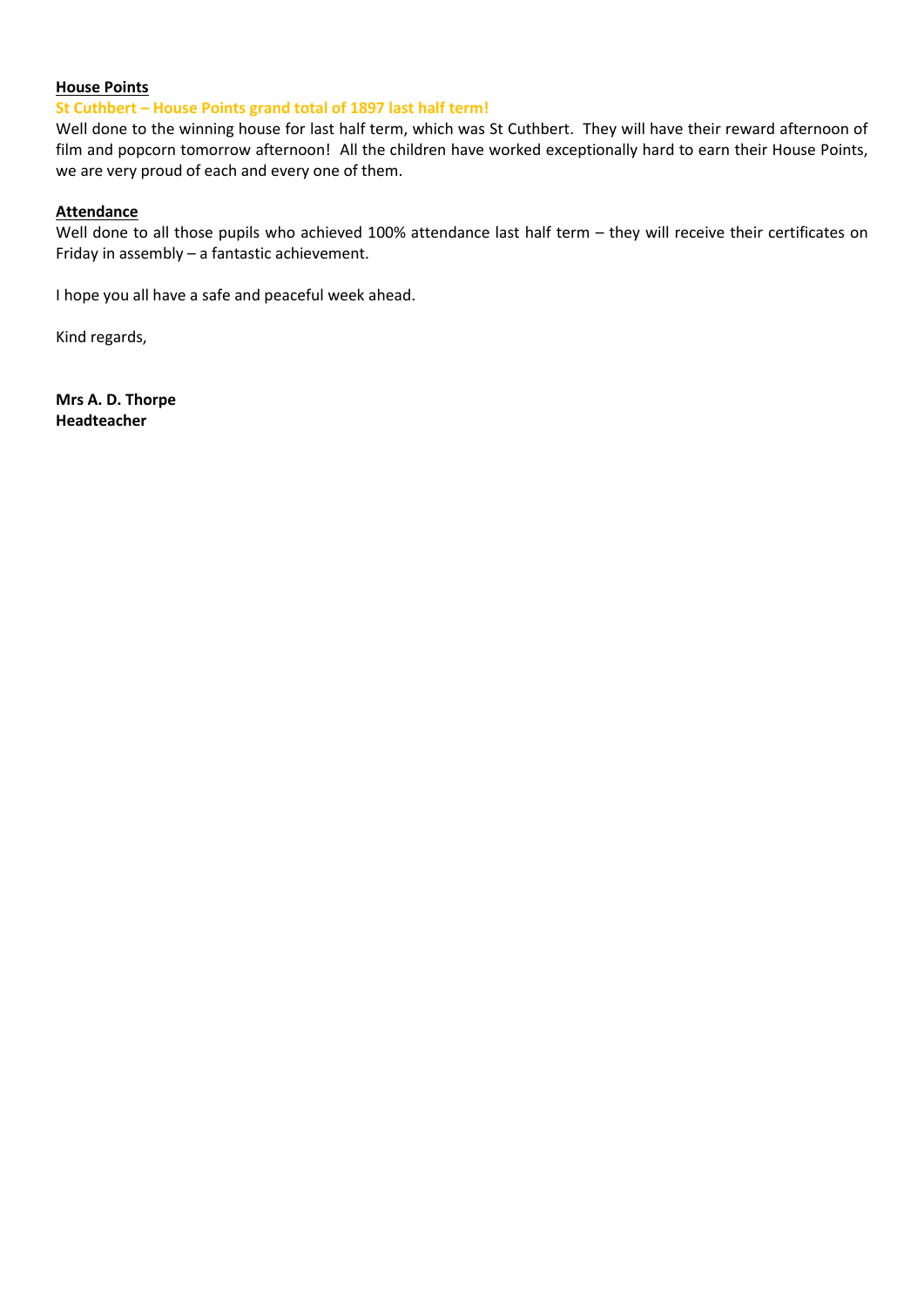**House Points**

**St Cuthbert – House Points grand total of 1897 last half term!**

Well done to the winning house for last half term, which was St Cuthbert. They will have their reward afternoon of film and popcorn tomorrow afternoon! All the children have worked exceptionally hard to earn their House Points, we are very proud of each and every one of them.

**Attendance**

Well done to all those pupils who achieved 100% attendance last half term – they will receive their certificates on Friday in assembly – a fantastic achievement.

I hope you all have a safe and peaceful week ahead.

Kind regards,

**Mrs A. D. Thorpe**
**Headteacher**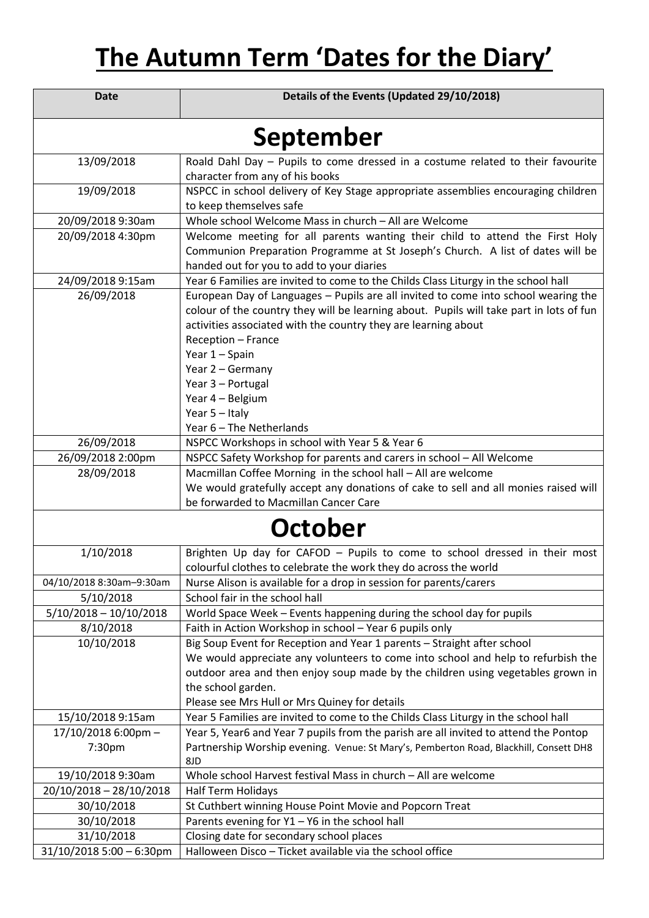# The Autumn Term 'Dates for the Diary'

| Date | Details of the Events (Updated 29/10/2018) |
|---|---|
| **September** | |
| 13/09/2018 | Roald Dahl Day – Pupils to come dressed in a costume related to their favourite character from any of his books |
| 19/09/2018 | NSPCC in school delivery of Key Stage appropriate assemblies encouraging children to keep themselves safe |
| 20/09/2018 9:30am | Whole school Welcome Mass in church – All are Welcome |
| 20/09/2018 4:30pm | Welcome meeting for all parents wanting their child to attend the First Holy Communion Preparation Programme at St Joseph's Church. A list of dates will be handed out for you to add to your diaries |
| 24/09/2018 9:15am | Year 6 Families are invited to come to the Childs Class Liturgy in the school hall |
| 26/09/2018 | European Day of Languages – Pupils are all invited to come into school wearing the colour of the country they will be learning about. Pupils will take part in lots of fun activities associated with the country they are learning about<br>Reception – France<br>Year 1 – Spain<br>Year 2 – Germany<br>Year 3 – Portugal<br>Year 4 – Belgium<br>Year 5 – Italy<br>Year 6 – The Netherlands |
| 26/09/2018 | NSPCC Workshops in school with Year 5 & Year 6 |
| 26/09/2018 2:00pm | NSPCC Safety Workshop for parents and carers in school – All Welcome |
| 28/09/2018 | Macmillan Coffee Morning in the school hall – All are welcome<br>We would gratefully accept any donations of cake to sell and all monies raised will be forwarded to Macmillan Cancer Care |
| **October** | |
| 1/10/2018 | Brighten Up day for CAFOD – Pupils to come to school dressed in their most colourful clothes to celebrate the work they do across the world |
| 04/10/2018 8:30am–9:30am | Nurse Alison is available for a drop in session for parents/carers |
| 5/10/2018 | School fair in the school hall |
| 5/10/2018 – 10/10/2018 | World Space Week – Events happening during the school day for pupils |
| 8/10/2018 | Faith in Action Workshop in school – Year 6 pupils only |
| 10/10/2018 | Big Soup Event for Reception and Year 1 parents – Straight after school<br>We would appreciate any volunteers to come into school and help to refurbish the outdoor area and then enjoy soup made by the children using vegetables grown in the school garden.<br>Please see Mrs Hull or Mrs Quiney for details |
| 15/10/2018 9:15am | Year 5 Families are invited to come to the Childs Class Liturgy in the school hall |
| 17/10/2018 6:00pm – 7:30pm | Year 5, Year6 and Year 7 pupils from the parish are all invited to attend the Pontop Partnership Worship evening. Venue: St Mary's, Pemberton Road, Blackhill, Consett DH8 8JD |
| 19/10/2018 9:30am | Whole school Harvest festival Mass in church – All are welcome |
| 20/10/2018 – 28/10/2018 | Half Term Holidays |
| 30/10/2018 | St Cuthbert winning House Point Movie and Popcorn Treat |
| 30/10/2018 | Parents evening for Y1 – Y6 in the school hall |
| 31/10/2018 | Closing date for secondary school places |
| 31/10/2018 5:00 – 6:30pm | Halloween Disco – Ticket available via the school office |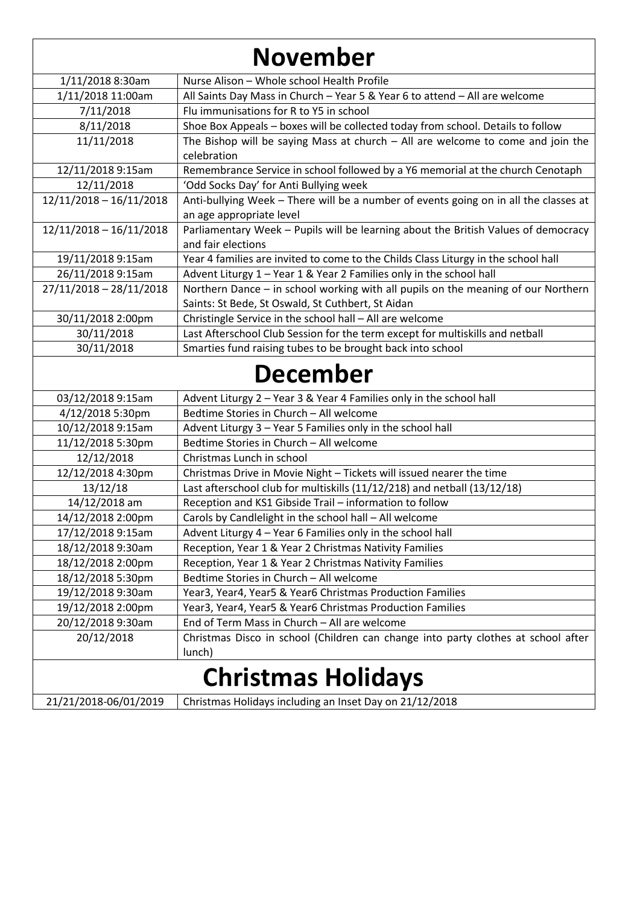## November

| | |
|---|---|
| 1/11/2018 8:30am | Nurse Alison – Whole school Health Profile |
| 1/11/2018 11:00am | All Saints Day Mass in Church – Year 5 & Year 6 to attend – All are welcome |
| 7/11/2018 | Flu immunisations for R to Y5 in school |
| 8/11/2018 | Shoe Box Appeals – boxes will be collected today from school. Details to follow |
| 11/11/2018 | The Bishop will be saying Mass at church – All are welcome to come and join the celebration |
| 12/11/2018 9:15am | Remembrance Service in school followed by a Y6 memorial at the church Cenotaph |
| 12/11/2018 | 'Odd Socks Day' for Anti Bullying week |
| 12/11/2018 – 16/11/2018 | Anti-bullying Week – There will be a number of events going on in all the classes at an age appropriate level |
| 12/11/2018 – 16/11/2018 | Parliamentary Week – Pupils will be learning about the British Values of democracy and fair elections |
| 19/11/2018 9:15am | Year 4 families are invited to come to the Childs Class Liturgy in the school hall |
| 26/11/2018 9:15am | Advent Liturgy 1 – Year 1 & Year 2 Families only in the school hall |
| 27/11/2018 – 28/11/2018 | Northern Dance – in school working with all pupils on the meaning of our Northern Saints: St Bede, St Oswald, St Cuthbert, St Aidan |
| 30/11/2018 2:00pm | Christingle Service in the school hall – All are welcome |
| 30/11/2018 | Last Afterschool Club Session for the term except for multiskills and netball |
| 30/11/2018 | Smarties fund raising tubes to be brought back into school |

## December

| | |
|---|---|
| 03/12/2018 9:15am | Advent Liturgy 2 – Year 3 & Year 4 Families only in the school hall |
| 4/12/2018 5:30pm | Bedtime Stories in Church – All welcome |
| 10/12/2018 9:15am | Advent Liturgy 3 – Year 5 Families only in the school hall |
| 11/12/2018 5:30pm | Bedtime Stories in Church – All welcome |
| 12/12/2018 | Christmas Lunch in school |
| 12/12/2018 4:30pm | Christmas Drive in Movie Night – Tickets will issued nearer the time |
| 13/12/18 | Last afterschool club for multiskills (11/12/218) and netball (13/12/18) |
| 14/12/2018 am | Reception and KS1 Gibside Trail – information to follow |
| 14/12/2018 2:00pm | Carols by Candlelight in the school hall – All welcome |
| 17/12/2018 9:15am | Advent Liturgy 4 – Year 6 Families only in the school hall |
| 18/12/2018 9:30am | Reception, Year 1 & Year 2 Christmas Nativity Families |
| 18/12/2018 2:00pm | Reception, Year 1 & Year 2 Christmas Nativity Families |
| 18/12/2018 5:30pm | Bedtime Stories in Church – All welcome |
| 19/12/2018 9:30am | Year3, Year4, Year5 & Year6 Christmas Production Families |
| 19/12/2018 2:00pm | Year3, Year4, Year5 & Year6 Christmas Production Families |
| 20/12/2018 9:30am | End of Term Mass in Church – All are welcome |
| 20/12/2018 | Christmas Disco in school (Children can change into party clothes at school after lunch) |

## Christmas Holidays

| | |
|---|---|
| 21/21/2018-06/01/2019 | Christmas Holidays including an Inset Day on 21/12/2018 |